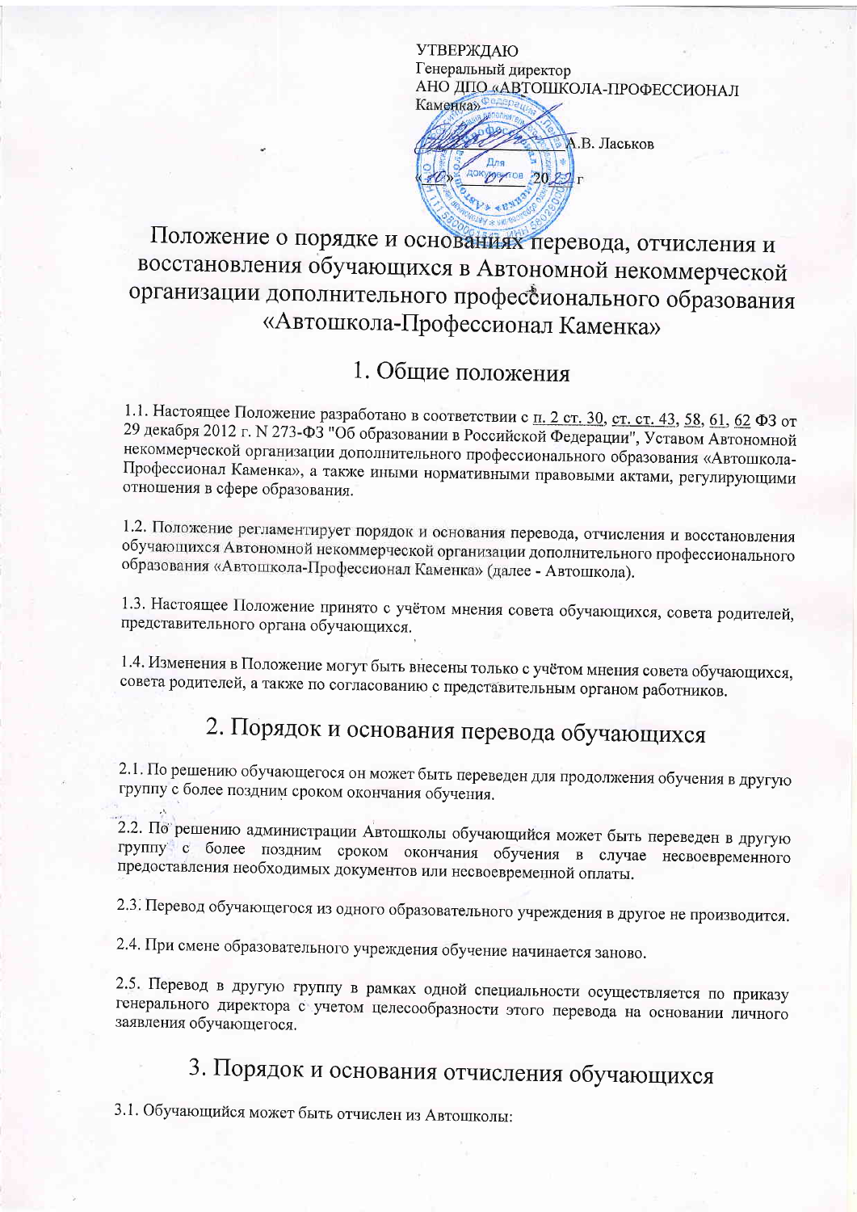УТВЕРЖДАЮ
Генеральный директор
АНО ДПО «АВТОШКОЛА-ПРОФЕССИОНАЛ Каменка»

_____________ А.В. Ласьков

«10» 07 2022 г

# Положение о порядке и основаниях перевода, отчисления и восстановления обучающихся в Автономной некоммерческой организации дополнительного профессионального образования «Автошкола-Профессионал Каменка»

## 1. Общие положения

1.1. Настоящее Положение разработано в соответствии с п. 2 ст. 30, ст. ст. 43, 58, 61, 62 ФЗ от 29 декабря 2012 г. N 273-ФЗ "Об образовании в Российской Федерации", Уставом Автономной некоммерческой организации дополнительного профессионального образования «Автошкола-Профессионал Каменка», а также иными нормативными правовыми актами, регулирующими отношения в сфере образования.

1.2. Положение регламентирует порядок и основания перевода, отчисления и восстановления обучающихся Автономной некоммерческой организации дополнительного профессионального образования «Автошкола-Профессионал Каменка» (далее - Автошкола).

1.3. Настоящее Положение принято с учётом мнения совета обучающихся, совета родителей, представительного органа обучающихся.

1.4. Изменения в Положение могут быть внесены только с учётом мнения совета обучающихся, совета родителей, а также по согласованию с представительным органом работников.

## 2. Порядок и основания перевода обучающихся

2.1. По решению обучающегося он может быть переведен для продолжения обучения в другую группу с более поздним сроком окончания обучения.

2.2. По решению администрации Автошколы обучающийся может быть переведен в другую группу с более поздним сроком окончания обучения в случае несвоевременного предоставления необходимых документов или несвоевременной оплаты.

2.3. Перевод обучающегося из одного образовательного учреждения в другое не производится.

2.4. При смене образовательного учреждения обучение начинается заново.

2.5. Перевод в другую группу в рамках одной специальности осуществляется по приказу генерального директора с учетом целесообразности этого перевода на основании личного заявления обучающегося.

## 3. Порядок и основания отчисления обучающихся

3.1. Обучающийся может быть отчислен из Автошколы: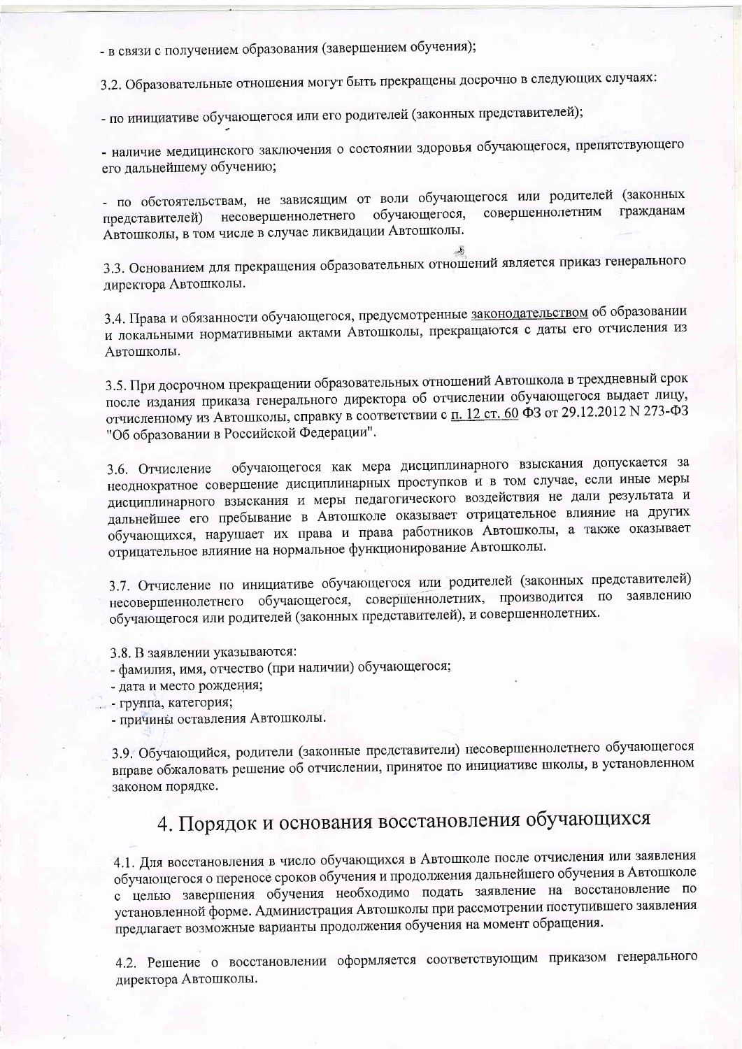- в связи с получением образования (завершением обучения);

3.2. Образовательные отношения могут быть прекращены досрочно в следующих случаях:

- по инициативе обучающегося или его родителей (законных представителей);

- наличие медицинского заключения о состоянии здоровья обучающегося, препятствующего его дальнейшему обучению;

- по обстоятельствам, не зависящим от воли обучающегося или родителей (законных представителей) несовершеннолетнего обучающегося, совершеннолетним гражданам Автошколы, в том числе в случае ликвидации Автошколы.

3.3. Основанием для прекращения образовательных отношений является приказ генерального директора Автошколы.

3.4. Права и обязанности обучающегося, предусмотренные законодательством об образовании и локальными нормативными актами Автошколы, прекращаются с даты его отчисления из Автошколы.

3.5. При досрочном прекращении образовательных отношений Автошкола в трехдневный срок после издания приказа генерального директора об отчислении обучающегося выдает лицу, отчисленному из Автошколы, справку в соответствии с п. 12 ст. 60 ФЗ от 29.12.2012 N 273-ФЗ "Об образовании в Российской Федерации".

3.6. Отчисление обучающегося как мера дисциплинарного взыскания допускается за неоднократное совершение дисциплинарных проступков и в том случае, если иные меры дисциплинарного взыскания и меры педагогического воздействия не дали результата и дальнейшее его пребывание в Автошколе оказывает отрицательное влияние на других обучающихся, нарушает их права и права работников Автошколы, а также оказывает отрицательное влияние на нормальное функционирование Автошколы.

3.7. Отчисление по инициативе обучающегося или родителей (законных представителей) несовершеннолетнего обучающегося, совершеннолетних, производится по заявлению обучающегося или родителей (законных представителей), и совершеннолетних.

3.8. В заявлении указываются:
- фамилия, имя, отчество (при наличии) обучающегося;
- дата и место рождения;
- группа, категория;
- причины оставления Автошколы.

3.9. Обучающийся, родители (законные представители) несовершеннолетнего обучающегося вправе обжаловать решение об отчислении, принятое по инициативе школы, в установленном законом порядке.

## 4. Порядок и основания восстановления обучающихся

4.1. Для восстановления в число обучающихся в Автошколе после отчисления или заявления обучающегося о переносе сроков обучения и продолжения дальнейшего обучения в Автошколе с целью завершения обучения необходимо подать заявление на восстановление по установленной форме. Администрация Автошколы при рассмотрении поступившего заявления предлагает возможные варианты продолжения обучения на момент обращения.

4.2. Решение о восстановлении оформляется соответствующим приказом генерального директора Автошколы.